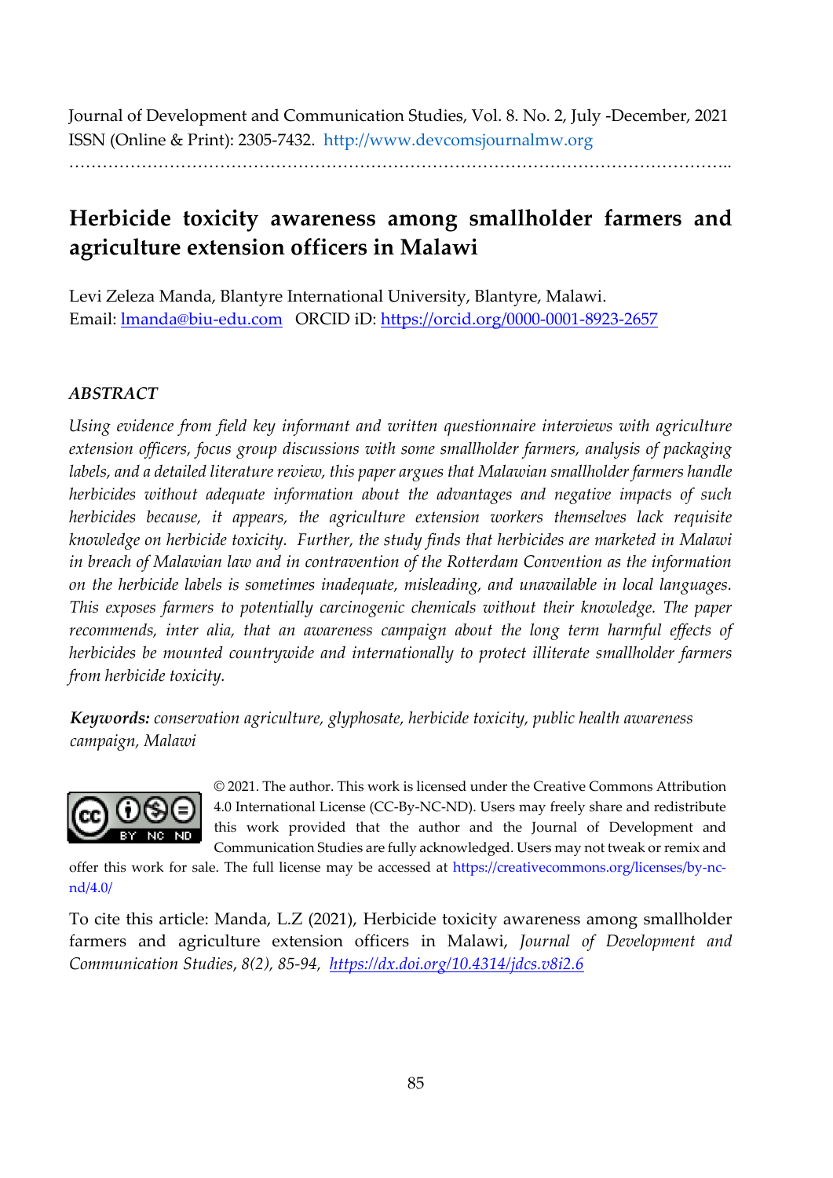Journal of Development and Communication Studies, Vol. 8. No. 2, July -December, 2021
ISSN (Online & Print): 2305-7432. http://www.devcomsjournalmw.org

# Herbicide toxicity awareness among smallholder farmers and agriculture extension officers in Malawi

Levi Zeleza Manda, Blantyre International University, Blantyre, Malawi.
Email: lmanda@biu-edu.com ORCID iD: https://orcid.org/0000-0001-8923-2657

## *ABSTRACT*

*Using evidence from field key informant and written questionnaire interviews with agriculture extension officers, focus group discussions with some smallholder farmers, analysis of packaging labels, and a detailed literature review, this paper argues that Malawian smallholder farmers handle herbicides without adequate information about the advantages and negative impacts of such herbicides because, it appears, the agriculture extension workers themselves lack requisite knowledge on herbicide toxicity. Further, the study finds that herbicides are marketed in Malawi in breach of Malawian law and in contravention of the Rotterdam Convention as the information on the herbicide labels is sometimes inadequate, misleading, and unavailable in local languages. This exposes farmers to potentially carcinogenic chemicals without their knowledge. The paper recommends, inter alia, that an awareness campaign about the long term harmful effects of herbicides be mounted countrywide and internationally to protect illiterate smallholder farmers from herbicide toxicity.*

***Keywords:*** *conservation agriculture, glyphosate, herbicide toxicity, public health awareness campaign, Malawi*

© 2021. The author. This work is licensed under the Creative Commons Attribution 4.0 International License (CC-By-NC-ND). Users may freely share and redistribute this work provided that the author and the Journal of Development and Communication Studies are fully acknowledged. Users may not tweak or remix and offer this work for sale. The full license may be accessed at https://creativecommons.org/licenses/by-nc-nd/4.0/

To cite this article: Manda, L.Z (2021), Herbicide toxicity awareness among smallholder farmers and agriculture extension officers in Malawi, *Journal of Development and Communication Studies*, *8(2), 85-94*, https://dx.doi.org/10.4314/jdcs.v8i2.6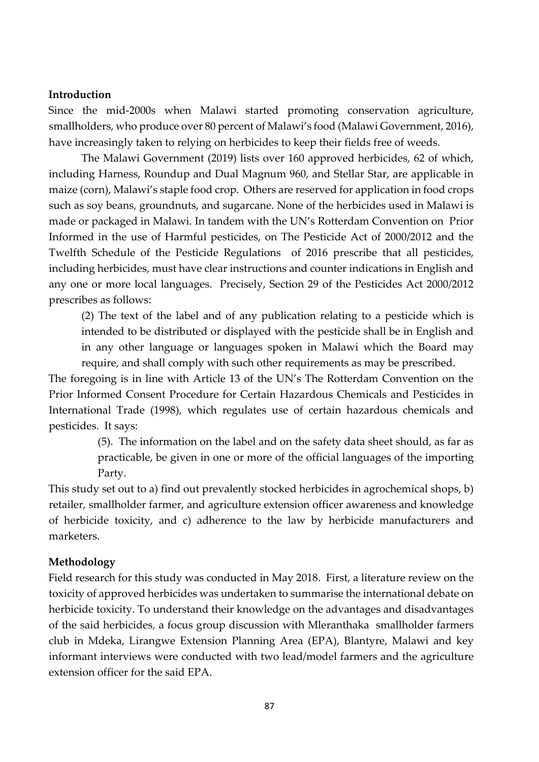**Introduction**

Since the mid-2000s when Malawi started promoting conservation agriculture, smallholders, who produce over 80 percent of Malawi's food (Malawi Government, 2016), have increasingly taken to relying on herbicides to keep their fields free of weeds.

The Malawi Government (2019) lists over 160 approved herbicides, 62 of which, including Harness, Roundup and Dual Magnum 960, and Stellar Star, are applicable in maize (corn), Malawi's staple food crop. Others are reserved for application in food crops such as soy beans, groundnuts, and sugarcane. None of the herbicides used in Malawi is made or packaged in Malawi. In tandem with the UN's Rotterdam Convention on Prior Informed in the use of Harmful pesticides, on The Pesticide Act of 2000/2012 and the Twelfth Schedule of the Pesticide Regulations of 2016 prescribe that all pesticides, including herbicides, must have clear instructions and counter indications in English and any one or more local languages. Precisely, Section 29 of the Pesticides Act 2000/2012 prescribes as follows:

> (2) The text of the label and of any publication relating to a pesticide which is intended to be distributed or displayed with the pesticide shall be in English and in any other language or languages spoken in Malawi which the Board may require, and shall comply with such other requirements as may be prescribed.

The foregoing is in line with Article 13 of the UN's The Rotterdam Convention on the Prior Informed Consent Procedure for Certain Hazardous Chemicals and Pesticides in International Trade (1998), which regulates use of certain hazardous chemicals and pesticides. It says:

> (5). The information on the label and on the safety data sheet should, as far as practicable, be given in one or more of the official languages of the importing Party.

This study set out to a) find out prevalently stocked herbicides in agrochemical shops, b) retailer, smallholder farmer, and agriculture extension officer awareness and knowledge of herbicide toxicity, and c) adherence to the law by herbicide manufacturers and marketers.

**Methodology**

Field research for this study was conducted in May 2018. First, a literature review on the toxicity of approved herbicides was undertaken to summarise the international debate on herbicide toxicity. To understand their knowledge on the advantages and disadvantages of the said herbicides, a focus group discussion with Mleranthaka smallholder farmers club in Mdeka, Lirangwe Extension Planning Area (EPA), Blantyre, Malawi and key informant interviews were conducted with two lead/model farmers and the agriculture extension officer for the said EPA.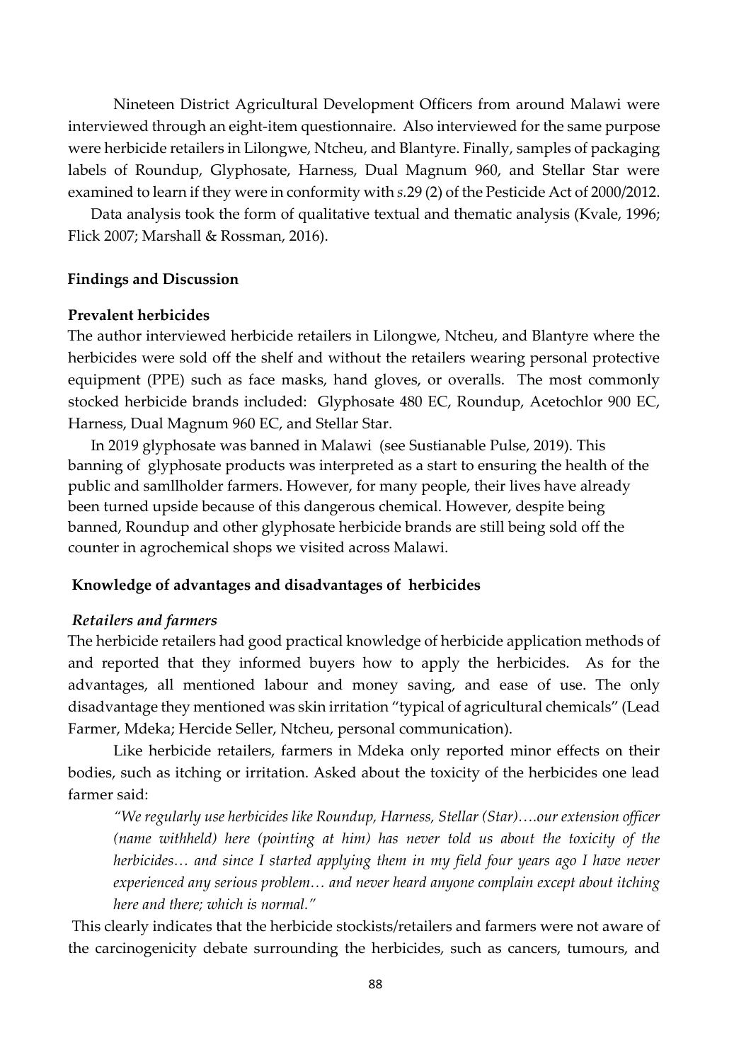Nineteen District Agricultural Development Officers from around Malawi were interviewed through an eight-item questionnaire. Also interviewed for the same purpose were herbicide retailers in Lilongwe, Ntcheu, and Blantyre. Finally, samples of packaging labels of Roundup, Glyphosate, Harness, Dual Magnum 960, and Stellar Star were examined to learn if they were in conformity with *s.*29 (2) of the Pesticide Act of 2000/2012.

Data analysis took the form of qualitative textual and thematic analysis (Kvale, 1996; Flick 2007; Marshall & Rossman, 2016).

## Findings and Discussion

### Prevalent herbicides

The author interviewed herbicide retailers in Lilongwe, Ntcheu, and Blantyre where the herbicides were sold off the shelf and without the retailers wearing personal protective equipment (PPE) such as face masks, hand gloves, or overalls. The most commonly stocked herbicide brands included: Glyphosate 480 EC, Roundup, Acetochlor 900 EC, Harness, Dual Magnum 960 EC, and Stellar Star.

In 2019 glyphosate was banned in Malawi (see Sustianable Pulse, 2019). This banning of glyphosate products was interpreted as a start to ensuring the health of the public and samllholder farmers. However, for many people, their lives have already been turned upside because of this dangerous chemical. However, despite being banned, Roundup and other glyphosate herbicide brands are still being sold off the counter in agrochemical shops we visited across Malawi.

### Knowledge of advantages and disadvantages of herbicides

#### *Retailers and farmers*

The herbicide retailers had good practical knowledge of herbicide application methods of and reported that they informed buyers how to apply the herbicides. As for the advantages, all mentioned labour and money saving, and ease of use. The only disadvantage they mentioned was skin irritation "typical of agricultural chemicals" (Lead Farmer, Mdeka; Hercide Seller, Ntcheu, personal communication).

Like herbicide retailers, farmers in Mdeka only reported minor effects on their bodies, such as itching or irritation. Asked about the toxicity of the herbicides one lead farmer said:

> *"We regularly use herbicides like Roundup, Harness, Stellar (Star)….our extension officer (name withheld) here (pointing at him) has never told us about the toxicity of the herbicides… and since I started applying them in my field four years ago I have never experienced any serious problem… and never heard anyone complain except about itching here and there; which is normal."*

This clearly indicates that the herbicide stockists/retailers and farmers were not aware of the carcinogenicity debate surrounding the herbicides, such as cancers, tumours, and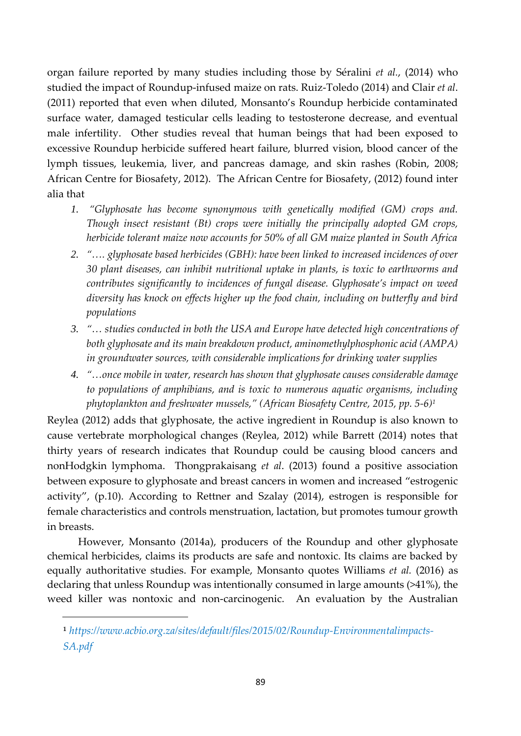organ failure reported by many studies including those by Séralini *et al.*, (2014) who studied the impact of Roundup-infused maize on rats. Ruiz-Toledo (2014) and Clair *et al*. (2011) reported that even when diluted, Monsanto's Roundup herbicide contaminated surface water, damaged testicular cells leading to testosterone decrease, and eventual male infertility. Other studies reveal that human beings that had been exposed to excessive Roundup herbicide suffered heart failure, blurred vision, blood cancer of the lymph tissues, leukemia, liver, and pancreas damage, and skin rashes (Robin, 2008; African Centre for Biosafety, 2012). The African Centre for Biosafety, (2012) found inter alia that

1. *"Glyphosate has become synonymous with genetically modified (GM) crops and. Though insect resistant (Bt) crops were initially the principally adopted GM crops, herbicide tolerant maize now accounts for 50% of all GM maize planted in South Africa*
2. *"…. glyphosate based herbicides (GBH): have been linked to increased incidences of over 30 plant diseases, can inhibit nutritional uptake in plants, is toxic to earthworms and contributes significantly to incidences of fungal disease. Glyphosate's impact on weed diversity has knock on effects higher up the food chain, including on butterfly and bird populations*
3. *"… studies conducted in both the USA and Europe have detected high concentrations of both glyphosate and its main breakdown product, aminomethylphosphonic acid (AMPA) in groundwater sources, with considerable implications for drinking water supplies*
4. *"…once mobile in water, research has shown that glyphosate causes considerable damage to populations of amphibians, and is toxic to numerous aquatic organisms, including phytoplankton and freshwater mussels," (African Biosafety Centre, 2015, pp. 5-6)*[1]

Reylea (2012) adds that glyphosate, the active ingredient in Roundup is also known to cause vertebrate morphological changes (Reylea, 2012) while Barrett (2014) notes that thirty years of research indicates that Roundup could be causing blood cancers and nonHodgkin lymphoma. Thongprakaisang *et al*. (2013) found a positive association between exposure to glyphosate and breast cancers in women and increased "estrogenic activity", (p.10). According to Rettner and Szalay (2014), estrogen is responsible for female characteristics and controls menstruation, lactation, but promotes tumour growth in breasts.

However, Monsanto (2014a), producers of the Roundup and other glyphosate chemical herbicides, claims its products are safe and nontoxic. Its claims are backed by equally authoritative studies. For example, Monsanto quotes Williams *et al.* (2016) as declaring that unless Roundup was intentionally consumed in large amounts (>41%), the weed killer was nontoxic and non-carcinogenic. An evaluation by the Australian

[1] *https://www.acbio.org.za/sites/default/files/2015/02/Roundup-Environmentalimpacts-SA.pdf*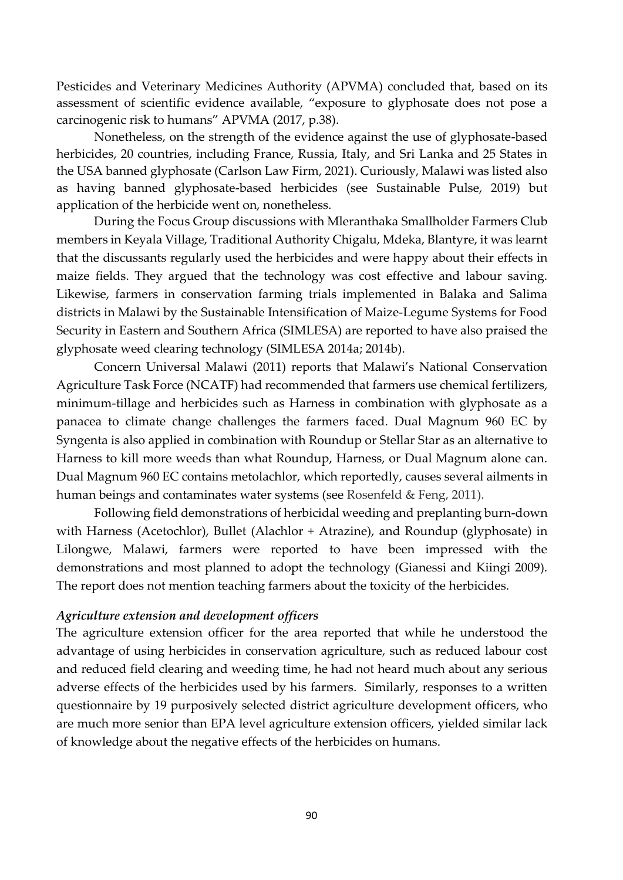Pesticides and Veterinary Medicines Authority (APVMA) concluded that, based on its assessment of scientific evidence available, "exposure to glyphosate does not pose a carcinogenic risk to humans" APVMA (2017, p.38).

Nonetheless, on the strength of the evidence against the use of glyphosate-based herbicides, 20 countries, including France, Russia, Italy, and Sri Lanka and 25 States in the USA banned glyphosate (Carlson Law Firm, 2021). Curiously, Malawi was listed also as having banned glyphosate-based herbicides (see Sustainable Pulse, 2019) but application of the herbicide went on, nonetheless.

During the Focus Group discussions with Mleranthaka Smallholder Farmers Club members in Keyala Village, Traditional Authority Chigalu, Mdeka, Blantyre, it was learnt that the discussants regularly used the herbicides and were happy about their effects in maize fields. They argued that the technology was cost effective and labour saving. Likewise, farmers in conservation farming trials implemented in Balaka and Salima districts in Malawi by the Sustainable Intensification of Maize-Legume Systems for Food Security in Eastern and Southern Africa (SIMLESA) are reported to have also praised the glyphosate weed clearing technology (SIMLESA 2014a; 2014b).

Concern Universal Malawi (2011) reports that Malawi's National Conservation Agriculture Task Force (NCATF) had recommended that farmers use chemical fertilizers, minimum-tillage and herbicides such as Harness in combination with glyphosate as a panacea to climate change challenges the farmers faced. Dual Magnum 960 EC by Syngenta is also applied in combination with Roundup or Stellar Star as an alternative to Harness to kill more weeds than what Roundup, Harness, or Dual Magnum alone can. Dual Magnum 960 EC contains metolachlor, which reportedly, causes several ailments in human beings and contaminates water systems (see Rosenfeld & Feng, 2011).

Following field demonstrations of herbicidal weeding and preplanting burn-down with Harness (Acetochlor), Bullet (Alachlor + Atrazine), and Roundup (glyphosate) in Lilongwe, Malawi, farmers were reported to have been impressed with the demonstrations and most planned to adopt the technology (Gianessi and Kiingi 2009). The report does not mention teaching farmers about the toxicity of the herbicides.

### *Agriculture extension and development officers*

The agriculture extension officer for the area reported that while he understood the advantage of using herbicides in conservation agriculture, such as reduced labour cost and reduced field clearing and weeding time, he had not heard much about any serious adverse effects of the herbicides used by his farmers. Similarly, responses to a written questionnaire by 19 purposively selected district agriculture development officers, who are much more senior than EPA level agriculture extension officers, yielded similar lack of knowledge about the negative effects of the herbicides on humans.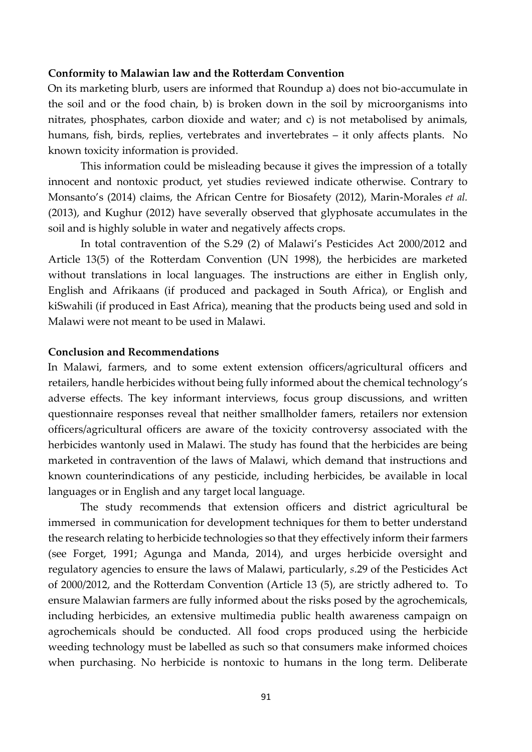**Conformity to Malawian law and the Rotterdam Convention**

On its marketing blurb, users are informed that Roundup a) does not bio-accumulate in the soil and or the food chain, b) is broken down in the soil by microorganisms into nitrates, phosphates, carbon dioxide and water; and c) is not metabolised by animals, humans, fish, birds, replies, vertebrates and invertebrates – it only affects plants. No known toxicity information is provided.

This information could be misleading because it gives the impression of a totally innocent and nontoxic product, yet studies reviewed indicate otherwise. Contrary to Monsanto's (2014) claims, the African Centre for Biosafety (2012), Marin-Morales *et al.* (2013), and Kughur (2012) have severally observed that glyphosate accumulates in the soil and is highly soluble in water and negatively affects crops.

In total contravention of the S.29 (2) of Malawi's Pesticides Act 2000/2012 and Article 13(5) of the Rotterdam Convention (UN 1998), the herbicides are marketed without translations in local languages. The instructions are either in English only, English and Afrikaans (if produced and packaged in South Africa), or English and kiSwahili (if produced in East Africa), meaning that the products being used and sold in Malawi were not meant to be used in Malawi.

**Conclusion and Recommendations**

In Malawi, farmers, and to some extent extension officers/agricultural officers and retailers, handle herbicides without being fully informed about the chemical technology's adverse effects. The key informant interviews, focus group discussions, and written questionnaire responses reveal that neither smallholder famers, retailers nor extension officers/agricultural officers are aware of the toxicity controversy associated with the herbicides wantonly used in Malawi. The study has found that the herbicides are being marketed in contravention of the laws of Malawi, which demand that instructions and known counterindications of any pesticide, including herbicides, be available in local languages or in English and any target local language.

The study recommends that extension officers and district agricultural be immersed in communication for development techniques for them to better understand the research relating to herbicide technologies so that they effectively inform their farmers (see Forget, 1991; Agunga and Manda, 2014), and urges herbicide oversight and regulatory agencies to ensure the laws of Malawi, particularly, *s*.29 of the Pesticides Act of 2000/2012, and the Rotterdam Convention (Article 13 (5), are strictly adhered to. To ensure Malawian farmers are fully informed about the risks posed by the agrochemicals, including herbicides, an extensive multimedia public health awareness campaign on agrochemicals should be conducted. All food crops produced using the herbicide weeding technology must be labelled as such so that consumers make informed choices when purchasing. No herbicide is nontoxic to humans in the long term. Deliberate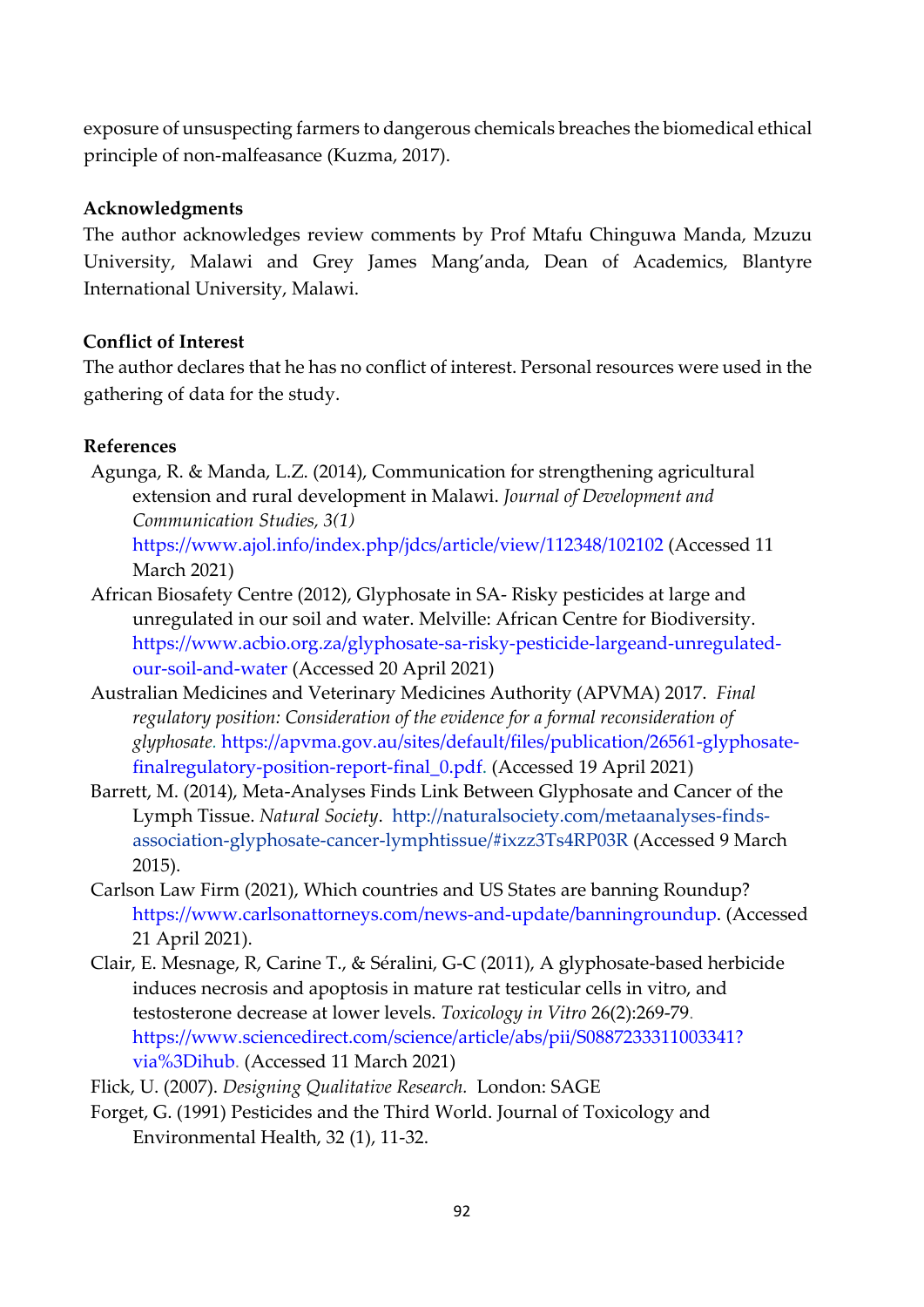exposure of unsuspecting farmers to dangerous chemicals breaches the biomedical ethical principle of non-malfeasance (Kuzma, 2017).

**Acknowledgments**

The author acknowledges review comments by Prof Mtafu Chinguwa Manda, Mzuzu University, Malawi and Grey James Mang'anda, Dean of Academics, Blantyre International University, Malawi.

**Conflict of Interest**

The author declares that he has no conflict of interest. Personal resources were used in the gathering of data for the study.

**References**

Agunga, R. & Manda, L.Z. (2014), Communication for strengthening agricultural extension and rural development in Malawi. *Journal of Development and Communication Studies, 3(1)* https://www.ajol.info/index.php/jdcs/article/view/112348/102102 (Accessed 11 March 2021)

African Biosafety Centre (2012), Glyphosate in SA- Risky pesticides at large and unregulated in our soil and water. Melville: African Centre for Biodiversity. https://www.acbio.org.za/glyphosate-sa-risky-pesticide-largeand-unregulated-our-soil-and-water (Accessed 20 April 2021)

Australian Medicines and Veterinary Medicines Authority (APVMA) 2017. *Final regulatory position: Consideration of the evidence for a formal reconsideration of glyphosate.* https://apvma.gov.au/sites/default/files/publication/26561-glyphosate-finalregulatory-position-report-final_0.pdf. (Accessed 19 April 2021)

Barrett, M. (2014), Meta-Analyses Finds Link Between Glyphosate and Cancer of the Lymph Tissue. *Natural Society*. http://naturalsociety.com/metaanalyses-finds-association-glyphosate-cancer-lymphtissue/#ixzz3Ts4RP03R (Accessed 9 March 2015).

Carlson Law Firm (2021), Which countries and US States are banning Roundup? https://www.carlsonattorneys.com/news-and-update/banningroundup. (Accessed 21 April 2021).

Clair, E. Mesnage, R, Carine T., & Séralini, G-C (2011), A glyphosate-based herbicide induces necrosis and apoptosis in mature rat testicular cells in vitro, and testosterone decrease at lower levels. *Toxicology in Vitro* 26(2):269-79. https://www.sciencedirect.com/science/article/abs/pii/S0887233311003341?via%3Dihub. (Accessed 11 March 2021)

Flick, U. (2007). *Designing Qualitative Research.* London: SAGE

Forget, G. (1991) Pesticides and the Third World. Journal of Toxicology and Environmental Health, 32 (1), 11-32.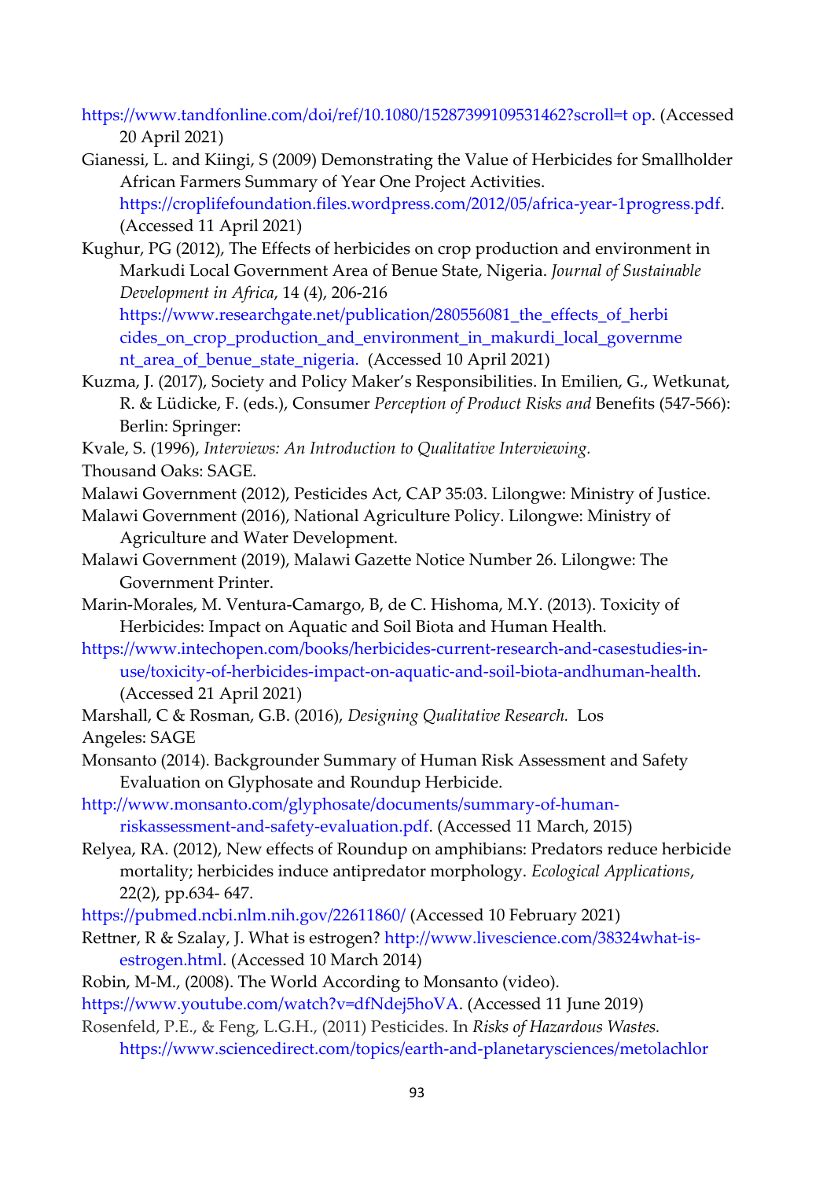https://www.tandfonline.com/doi/ref/10.1080/15287399109531462?scroll=t op. (Accessed 20 April 2021)

Gianessi, L. and Kiingi, S (2009) Demonstrating the Value of Herbicides for Smallholder African Farmers Summary of Year One Project Activities. https://croplifefoundation.files.wordpress.com/2012/05/africa-year-1progress.pdf. (Accessed 11 April 2021)

Kughur, PG (2012), The Effects of herbicides on crop production and environment in Markudi Local Government Area of Benue State, Nigeria. *Journal of Sustainable Development in Africa*, 14 (4), 206-216 https://www.researchgate.net/publication/280556081_the_effects_of_herbicides_on_crop_production_and_environment_in_makurdi_local_government_area_of_benue_state_nigeria. (Accessed 10 April 2021)

Kuzma, J. (2017), Society and Policy Maker's Responsibilities. In Emilien, G., Wetkunat, R. & Lüdicke, F. (eds.), Consumer *Perception of Product Risks and* Benefits (547-566): Berlin: Springer:

Kvale, S. (1996), *Interviews: An Introduction to Qualitative Interviewing.*
Thousand Oaks: SAGE.

Malawi Government (2012), Pesticides Act, CAP 35:03. Lilongwe: Ministry of Justice.

Malawi Government (2016), National Agriculture Policy. Lilongwe: Ministry of Agriculture and Water Development.

Malawi Government (2019), Malawi Gazette Notice Number 26. Lilongwe: The Government Printer.

Marin-Morales, M. Ventura-Camargo, B, de C. Hishoma, M.Y. (2013). Toxicity of Herbicides: Impact on Aquatic and Soil Biota and Human Health.
https://www.intechopen.com/books/herbicides-current-research-and-casestudies-in-use/toxicity-of-herbicides-impact-on-aquatic-and-soil-biota-andhuman-health. (Accessed 21 April 2021)

Marshall, C & Rosman, G.B. (2016), *Designing Qualitative Research.* Los
Angeles: SAGE

Monsanto (2014). Backgrounder Summary of Human Risk Assessment and Safety Evaluation on Glyphosate and Roundup Herbicide.
http://www.monsanto.com/glyphosate/documents/summary-of-human-riskassessment-and-safety-evaluation.pdf. (Accessed 11 March, 2015)

Relyea, RA. (2012), New effects of Roundup on amphibians: Predators reduce herbicide mortality; herbicides induce antipredator morphology. *Ecological Applications*, 22(2), pp.634- 647.
https://pubmed.ncbi.nlm.nih.gov/22611860/ (Accessed 10 February 2021)

Rettner, R & Szalay, J. What is estrogen? http://www.livescience.com/38324what-is-estrogen.html. (Accessed 10 March 2014)

Robin, M-M., (2008). The World According to Monsanto (video).
https://www.youtube.com/watch?v=dfNdej5hoVA. (Accessed 11 June 2019)

Rosenfeld, P.E., & Feng, L.G.H., (2011) Pesticides. In *Risks of Hazardous Wastes.* https://www.sciencedirect.com/topics/earth-and-planetarysciences/metolachlor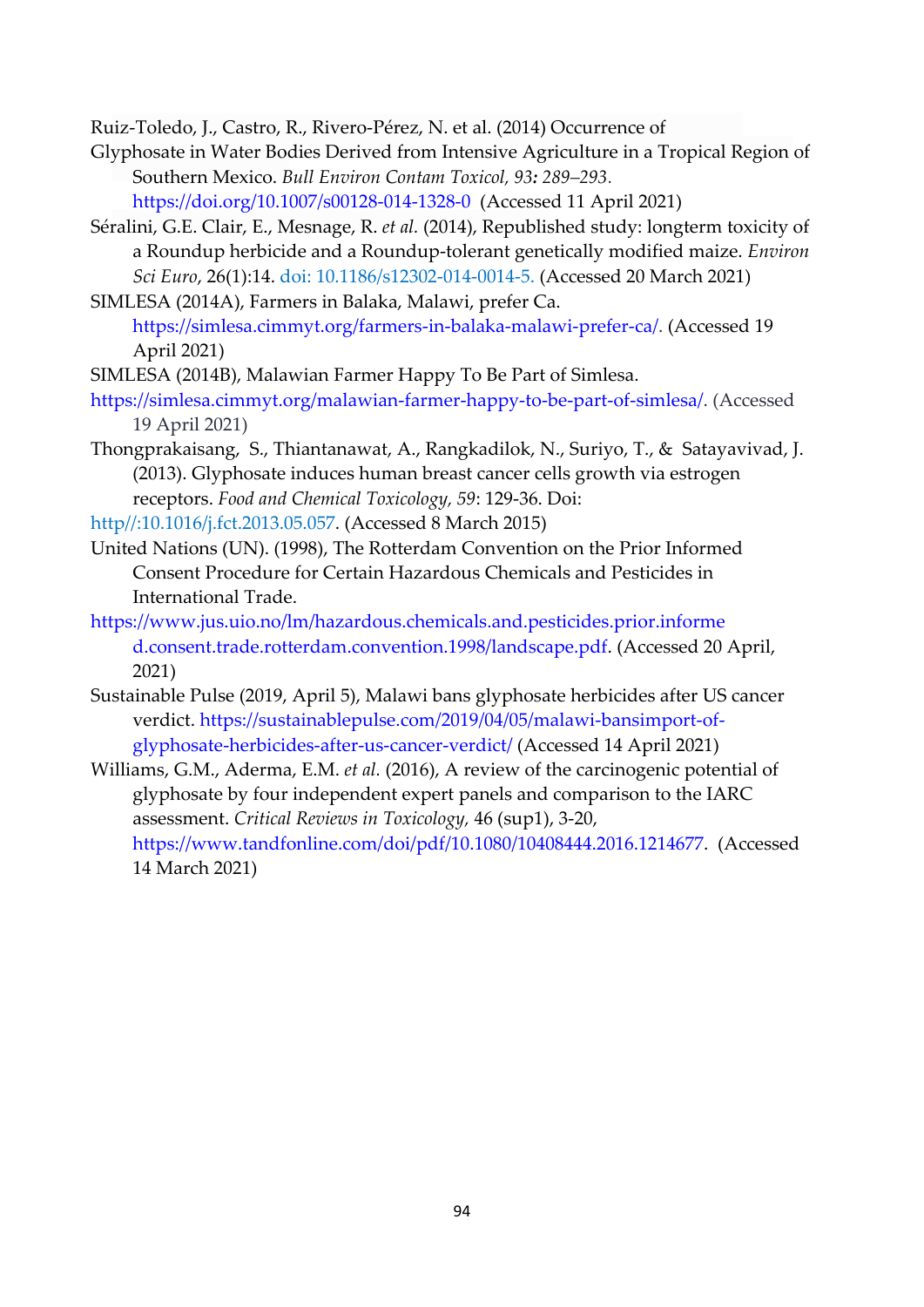Ruiz-Toledo, J., Castro, R., Rivero-Pérez, N. et al. (2014) Occurrence of Glyphosate in Water Bodies Derived from Intensive Agriculture in a Tropical Region of Southern Mexico. *Bull Environ Contam Toxicol, 93: 289–293.* https://doi.org/10.1007/s00128-014-1328-0 (Accessed 11 April 2021)

Séralini, G.E. Clair, E., Mesnage, R. *et al.* (2014), Republished study: longterm toxicity of a Roundup herbicide and a Roundup-tolerant genetically modified maize. *Environ Sci Euro*, 26(1):14. doi: 10.1186/s12302-014-0014-5. (Accessed 20 March 2021)

SIMLESA (2014A), Farmers in Balaka, Malawi, prefer Ca. https://simlesa.cimmyt.org/farmers-in-balaka-malawi-prefer-ca/. (Accessed 19 April 2021)

SIMLESA (2014B), Malawian Farmer Happy To Be Part of Simlesa. https://simlesa.cimmyt.org/malawian-farmer-happy-to-be-part-of-simlesa/. (Accessed 19 April 2021)

Thongprakaisang, S., Thiantanawat, A., Rangkadilok, N., Suriyo, T., & Satayavivad, J. (2013). Glyphosate induces human breast cancer cells growth via estrogen receptors. *Food and Chemical Toxicology, 59*: 129-36. Doi: http//:10.1016/j.fct.2013.05.057. (Accessed 8 March 2015)

United Nations (UN). (1998), The Rotterdam Convention on the Prior Informed Consent Procedure for Certain Hazardous Chemicals and Pesticides in International Trade. https://www.jus.uio.no/lm/hazardous.chemicals.and.pesticides.prior.informed.consent.trade.rotterdam.convention.1998/landscape.pdf. (Accessed 20 April, 2021)

Sustainable Pulse (2019, April 5), Malawi bans glyphosate herbicides after US cancer verdict. https://sustainablepulse.com/2019/04/05/malawi-bansimport-of-glyphosate-herbicides-after-us-cancer-verdict/ (Accessed 14 April 2021)

Williams, G.M., Aderma, E.M. *et al.* (2016), A review of the carcinogenic potential of glyphosate by four independent expert panels and comparison to the IARC assessment. *Critical Reviews in Toxicology,* 46 (sup1), 3-20, https://www.tandfonline.com/doi/pdf/10.1080/10408444.2016.1214677. (Accessed 14 March 2021)